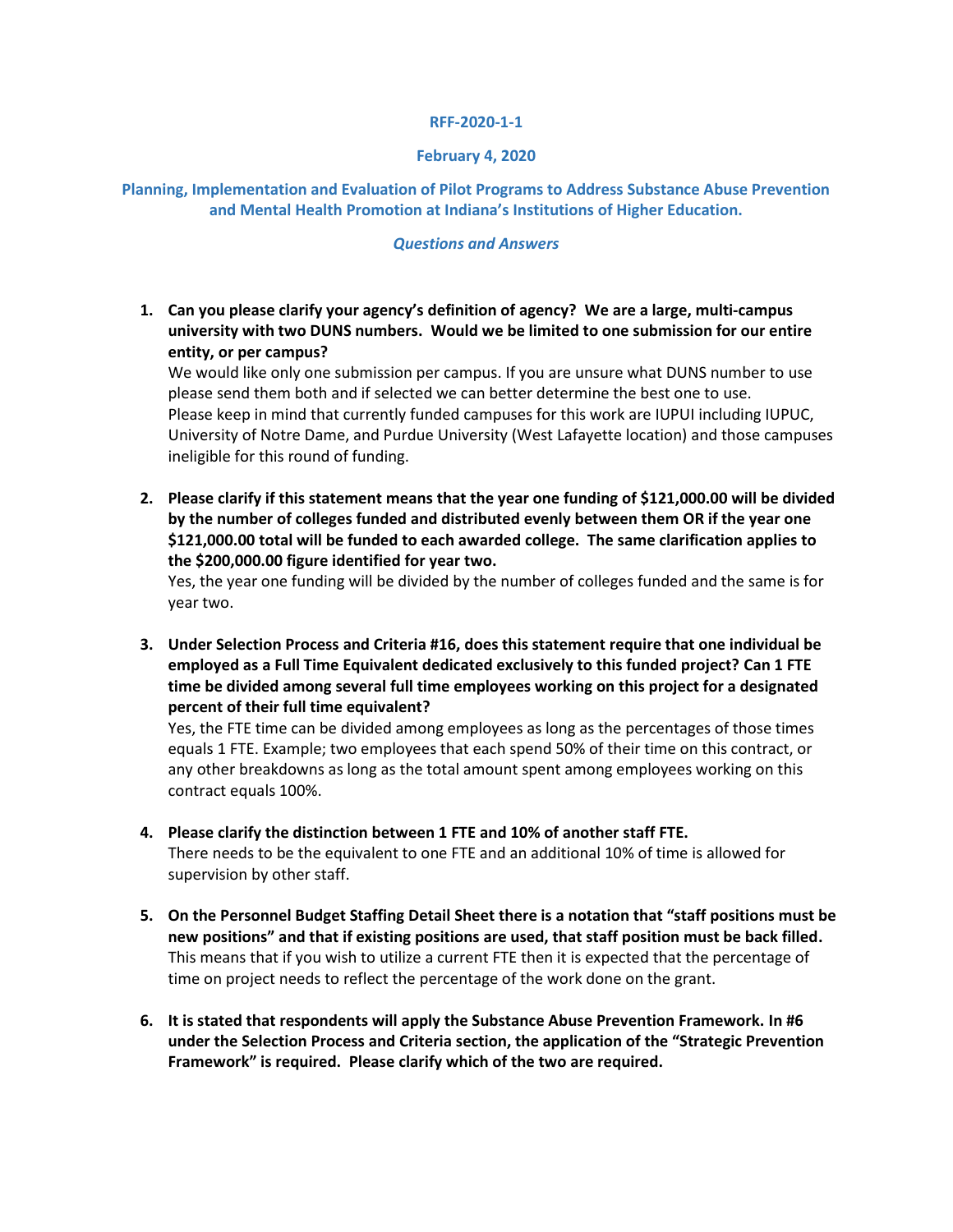**RFF-2020-1-1**

**February 4, 2020**

**Planning, Implementation and Evaluation of Pilot Programs to Address Substance Abuse Prevention and Mental Health Promotion at Indiana's Institutions of Higher Education.**

***Questions and Answers***

1. **Can you please clarify your agency's definition of agency? We are a large, multi-campus university with two DUNS numbers. Would we be limited to one submission for our entire entity, or per campus?**
   We would like only one submission per campus. If you are unsure what DUNS number to use please send them both and if selected we can better determine the best one to use.
   Please keep in mind that currently funded campuses for this work are IUPUI including IUPUC, University of Notre Dame, and Purdue University (West Lafayette location) and those campuses ineligible for this round of funding.

2. **Please clarify if this statement means that the year one funding of $121,000.00 will be divided by the number of colleges funded and distributed evenly between them OR if the year one $121,000.00 total will be funded to each awarded college. The same clarification applies to the $200,000.00 figure identified for year two.**
   Yes, the year one funding will be divided by the number of colleges funded and the same is for year two.

3. **Under Selection Process and Criteria #16, does this statement require that one individual be employed as a Full Time Equivalent dedicated exclusively to this funded project? Can 1 FTE time be divided among several full time employees working on this project for a designated percent of their full time equivalent?**
   Yes, the FTE time can be divided among employees as long as the percentages of those times equals 1 FTE. Example; two employees that each spend 50% of their time on this contract, or any other breakdowns as long as the total amount spent among employees working on this contract equals 100%.

4. **Please clarify the distinction between 1 FTE and 10% of another staff FTE.**
   There needs to be the equivalent to one FTE and an additional 10% of time is allowed for supervision by other staff.

5. **On the Personnel Budget Staffing Detail Sheet there is a notation that "staff positions must be new positions" and that if existing positions are used, that staff position must be back filled.**
   This means that if you wish to utilize a current FTE then it is expected that the percentage of time on project needs to reflect the percentage of the work done on the grant.

6. **It is stated that respondents will apply the Substance Abuse Prevention Framework. In #6 under the Selection Process and Criteria section, the application of the "Strategic Prevention Framework" is required. Please clarify which of the two are required.**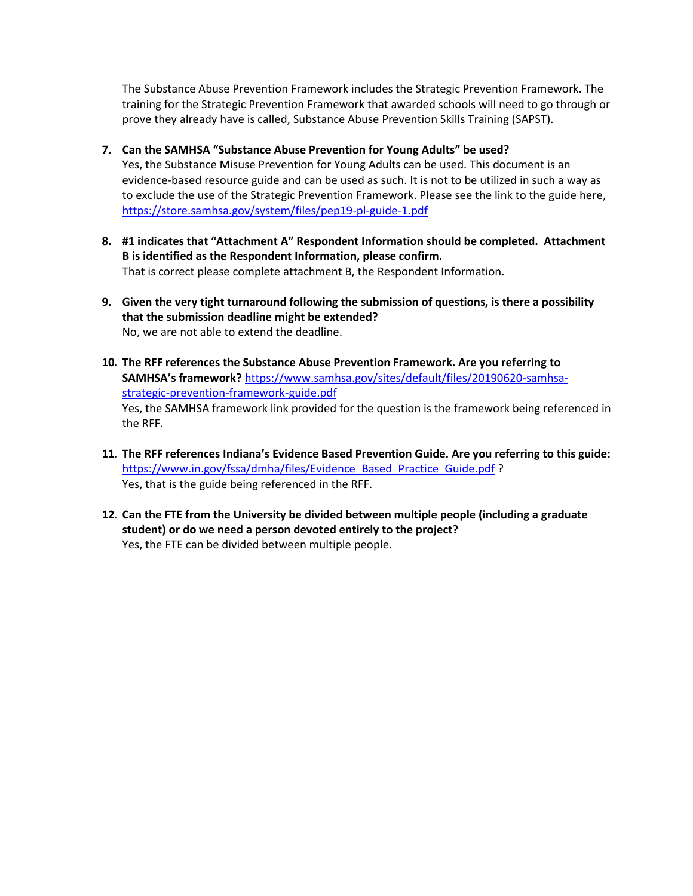The Substance Abuse Prevention Framework includes the Strategic Prevention Framework. The training for the Strategic Prevention Framework that awarded schools will need to go through or prove they already have is called, Substance Abuse Prevention Skills Training (SAPST).

7. **Can the SAMHSA "Substance Abuse Prevention for Young Adults" be used?**
   Yes, the Substance Misuse Prevention for Young Adults can be used. This document is an evidence-based resource guide and can be used as such. It is not to be utilized in such a way as to exclude the use of the Strategic Prevention Framework. Please see the link to the guide here, https://store.samhsa.gov/system/files/pep19-pl-guide-1.pdf

8. **#1 indicates that "Attachment A" Respondent Information should be completed. Attachment B is identified as the Respondent Information, please confirm.**
   That is correct please complete attachment B, the Respondent Information.

9. **Given the very tight turnaround following the submission of questions, is there a possibility that the submission deadline might be extended?**
   No, we are not able to extend the deadline.

10. **The RFF references the Substance Abuse Prevention Framework. Are you referring to SAMHSA's framework?** https://www.samhsa.gov/sites/default/files/20190620-samhsa-strategic-prevention-framework-guide.pdf
    Yes, the SAMHSA framework link provided for the question is the framework being referenced in the RFF.

11. **The RFF references Indiana's Evidence Based Prevention Guide. Are you referring to this guide:** https://www.in.gov/fssa/dmha/files/Evidence_Based_Practice_Guide.pdf ?
    Yes, that is the guide being referenced in the RFF.

12. **Can the FTE from the University be divided between multiple people (including a graduate student) or do we need a person devoted entirely to the project?**
    Yes, the FTE can be divided between multiple people.